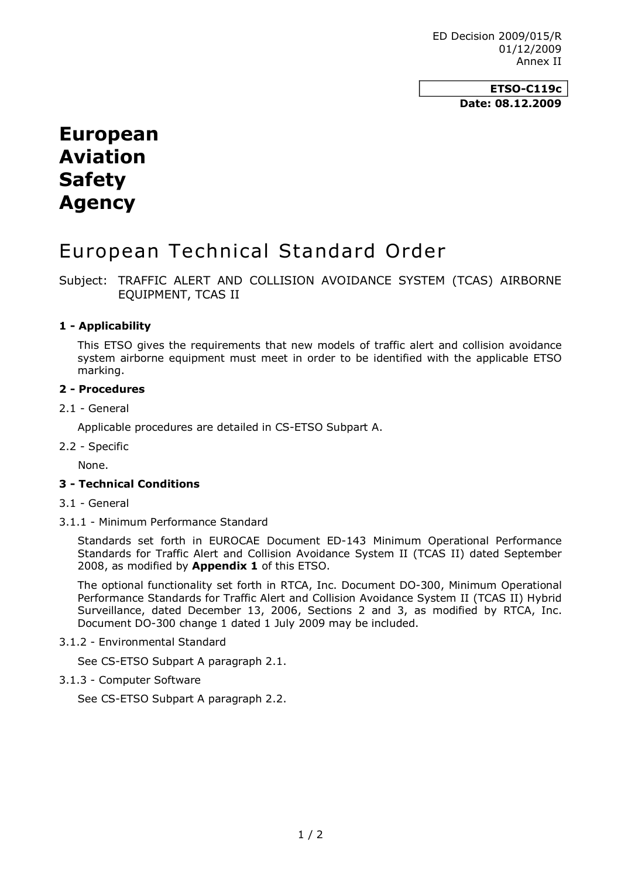ED Decision 2009/015/R
01/12/2009
Annex II

**ETSO-C119c**
**Date: 08.12.2009**

# European Aviation Safety Agency

# European Technical Standard Order

Subject: TRAFFIC ALERT AND COLLISION AVOIDANCE SYSTEM (TCAS) AIRBORNE EQUIPMENT, TCAS II

### 1 - Applicability

This ETSO gives the requirements that new models of traffic alert and collision avoidance system airborne equipment must meet in order to be identified with the applicable ETSO marking.

### 2 - Procedures

2.1 - General

Applicable procedures are detailed in CS-ETSO Subpart A.

2.2 - Specific

None.

### 3 - Technical Conditions

3.1 - General

3.1.1 - Minimum Performance Standard

Standards set forth in EUROCAE Document ED-143 Minimum Operational Performance Standards for Traffic Alert and Collision Avoidance System II (TCAS II) dated September 2008, as modified by **Appendix 1** of this ETSO.

The optional functionality set forth in RTCA, Inc. Document DO-300, Minimum Operational Performance Standards for Traffic Alert and Collision Avoidance System II (TCAS II) Hybrid Surveillance, dated December 13, 2006, Sections 2 and 3, as modified by RTCA, Inc. Document DO-300 change 1 dated 1 July 2009 may be included.

3.1.2 - Environmental Standard

See CS-ETSO Subpart A paragraph 2.1.

3.1.3 - Computer Software

See CS-ETSO Subpart A paragraph 2.2.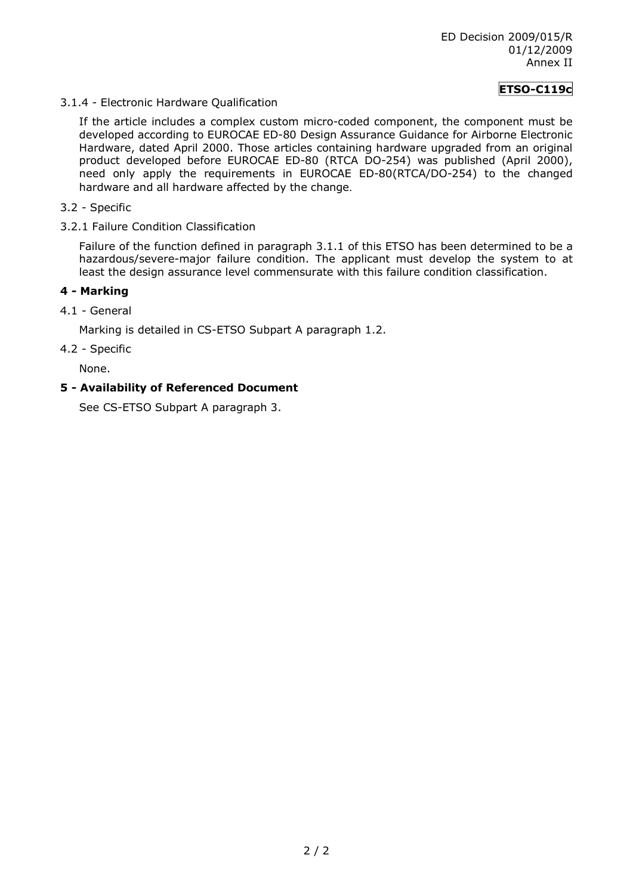3.1.4 - Electronic Hardware Qualification

If the article includes a complex custom micro-coded component, the component must be developed according to EUROCAE ED-80 Design Assurance Guidance for Airborne Electronic Hardware, dated April 2000. Those articles containing hardware upgraded from an original product developed before EUROCAE ED-80 (RTCA DO-254) was published (April 2000), need only apply the requirements in EUROCAE ED-80(RTCA/DO-254) to the changed hardware and all hardware affected by the change.

3.2 - Specific

3.2.1 Failure Condition Classification

Failure of the function defined in paragraph 3.1.1 of this ETSO has been determined to be a hazardous/severe-major failure condition. The applicant must develop the system to at least the design assurance level commensurate with this failure condition classification.

## 4 - Marking

4.1 - General

Marking is detailed in CS-ETSO Subpart A paragraph 1.2.

4.2 - Specific

None.

## 5 - Availability of Referenced Document

See CS-ETSO Subpart A paragraph 3.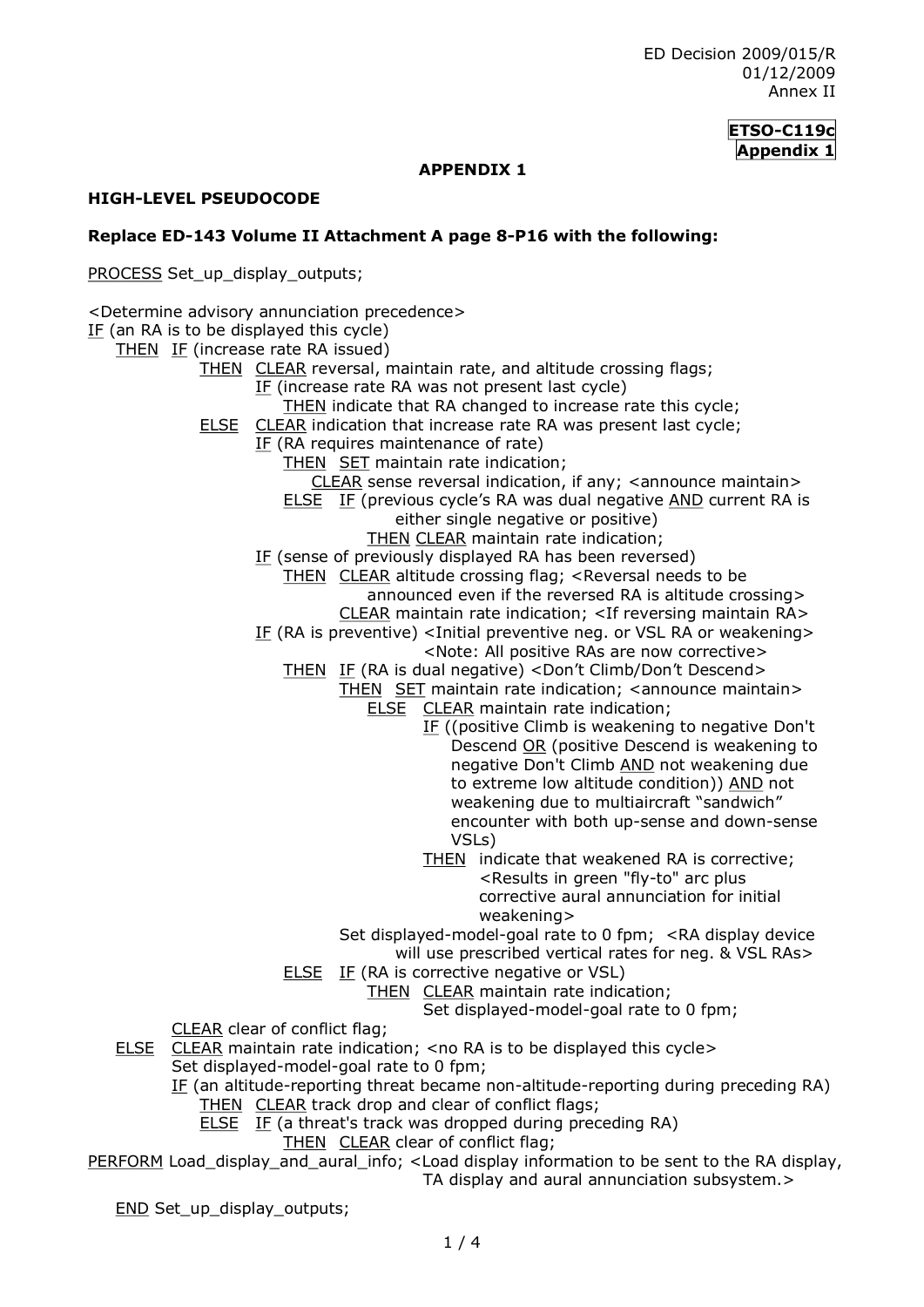**ETSO-C119c**
**Appendix 1**

**APPENDIX 1**

**HIGH-LEVEL PSEUDOCODE**

**Replace ED-143 Volume II Attachment A page 8-P16 with the following:**

```
PROCESS Set_up_display_outputs;

<Determine advisory annunciation precedence>
IF (an RA is to be displayed this cycle)
    THEN  IF (increase rate RA issued)
               THEN  CLEAR reversal, maintain rate, and altitude crossing flags;
                     IF (increase rate RA was not present last cycle)
                         THEN indicate that RA changed to increase rate this cycle;
               ELSE  CLEAR indication that increase rate RA was present last cycle;
                     IF (RA requires maintenance of rate)
                         THEN  SET maintain rate indication;
                               CLEAR sense reversal indication, if any; <announce maintain>
                         ELSE  IF (previous cycle's RA was dual negative AND current RA is
                                     either single negative or positive)
                                    THEN CLEAR maintain rate indication;
                     IF (sense of previously displayed RA has been reversed)
                         THEN  CLEAR altitude crossing flag; <Reversal needs to be
                                     announced even if the reversed RA is altitude crossing>
                               CLEAR maintain rate indication; <If reversing maintain RA>
                     IF (RA is preventive) <Initial preventive neg. or VSL RA or weakening>
                                           <Note: All positive RAs are now corrective>
                         THEN  IF (RA is dual negative) <Don't Climb/Don't Descend>
                                   THEN  SET maintain rate indication; <announce maintain>
                                      ELSE  CLEAR maintain rate indication;
                                            IF ((positive Climb is weakening to negative Don't
                                                Descend OR (positive Descend is weakening to
                                                negative Don't Climb AND not weakening due
                                                to extreme low altitude condition)) AND not
                                                weakening due to multiaircraft "sandwich"
                                                encounter with both up-sense and down-sense
                                                VSLs)
                                            THEN  indicate that weakened RA is corrective;
                                                  <Results in green "fly-to" arc plus
                                                  corrective aural annunciation for initial
                                                  weakening>
                               Set displayed-model-goal rate to 0 fpm;  <RA display device
                                     will use prescribed vertical rates for neg. & VSL RAs>
                         ELSE  IF (RA is corrective negative or VSL)
                                   THEN  CLEAR maintain rate indication;
                                         Set displayed-model-goal rate to 0 fpm;
          CLEAR clear of conflict flag;
    ELSE  CLEAR maintain rate indication; <no RA is to be displayed this cycle>
          Set displayed-model-goal rate to 0 fpm;
          IF (an altitude-reporting threat became non-altitude-reporting during preceding RA)
              THEN  CLEAR track drop and clear of conflict flags;
              ELSE  IF (a threat's track was dropped during preceding RA)
                        THEN  CLEAR clear of conflict flag;
PERFORM Load_display_and_aural_info; <Load display information to be sent to the RA display,
                                     TA display and aural annunciation subsystem.>

    END Set_up_display_outputs;
```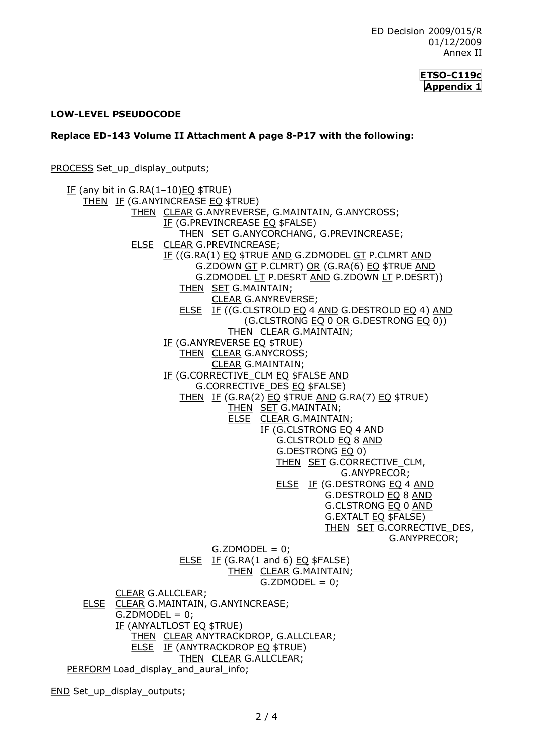**ETSO-C119c**
**Appendix 1**

**LOW-LEVEL PSEUDOCODE**

**Replace ED-143 Volume II Attachment A page 8-P17 with the following:**

```
PROCESS Set_up_display_outputs;

    IF (any bit in G.RA(1–10)EQ $TRUE)
        THEN  IF (G.ANYINCREASE EQ $TRUE)
                  THEN  CLEAR G.ANYREVERSE, G.MAINTAIN, G.ANYCROSS;
                        IF (G.PREVINCREASE EQ $FALSE)
                            THEN  SET G.ANYCORCHANG, G.PREVINCREASE;
                  ELSE  CLEAR G.PREVINCREASE;
                        IF ((G.RA(1) EQ $TRUE AND G.ZDMODEL GT P.CLMRT AND
                              G.ZDOWN GT P.CLMRT) OR (G.RA(6) EQ $TRUE AND
                              G.ZDMODEL LT P.DESRT AND G.ZDOWN LT P.DESRT))
                            THEN  SET G.MAINTAIN;
                                  CLEAR G.ANYREVERSE;
                            ELSE  IF ((G.CLSTROLD EQ 4 AND G.DESTROLD EQ 4) AND
                                        (G.CLSTRONG EQ 0 OR G.DESTRONG EQ 0))
                                      THEN  CLEAR G.MAINTAIN;
                        IF (G.ANYREVERSE EQ $TRUE)
                            THEN  CLEAR G.ANYCROSS;
                                  CLEAR G.MAINTAIN;
                        IF (G.CORRECTIVE_CLM EQ $FALSE AND
                              G.CORRECTIVE_DES EQ $FALSE)
                            THEN  IF (G.RA(2) EQ $TRUE AND G.RA(7) EQ $TRUE)
                                      THEN  SET G.MAINTAIN;
                                      ELSE  CLEAR G.MAINTAIN;
                                            IF (G.CLSTRONG EQ 4 AND
                                                G.CLSTROLD EQ 8 AND
                                                G.DESTRONG EQ 0)
                                                THEN  SET G.CORRECTIVE_CLM,
                                                          G.ANYPRECOR;
                                                ELSE  IF (G.DESTRONG EQ 4 AND
                                                          G.DESTROLD EQ 8 AND
                                                          G.CLSTRONG EQ 0 AND
                                                          G.EXTALT EQ $FALSE)
                                                          THEN  SET G.CORRECTIVE_DES,
                                                                    G.ANYPRECOR;
                                  G.ZDMODEL = 0;
                            ELSE  IF (G.RA(1 and 6) EQ $FALSE)
                                      THEN  CLEAR G.MAINTAIN;
                                            G.ZDMODEL = 0;
              CLEAR G.ALLCLEAR;
        ELSE  CLEAR G.MAINTAIN, G.ANYINCREASE;
              G.ZDMODEL = 0;
              IF (ANYALTLOST EQ $TRUE)
                  THEN  CLEAR ANYTRACKDROP, G.ALLCLEAR;
                  ELSE  IF (ANYTRACKDROP EQ $TRUE)
                            THEN  CLEAR G.ALLCLEAR;
    PERFORM Load_display_and_aural_info;

END Set_up_display_outputs;
```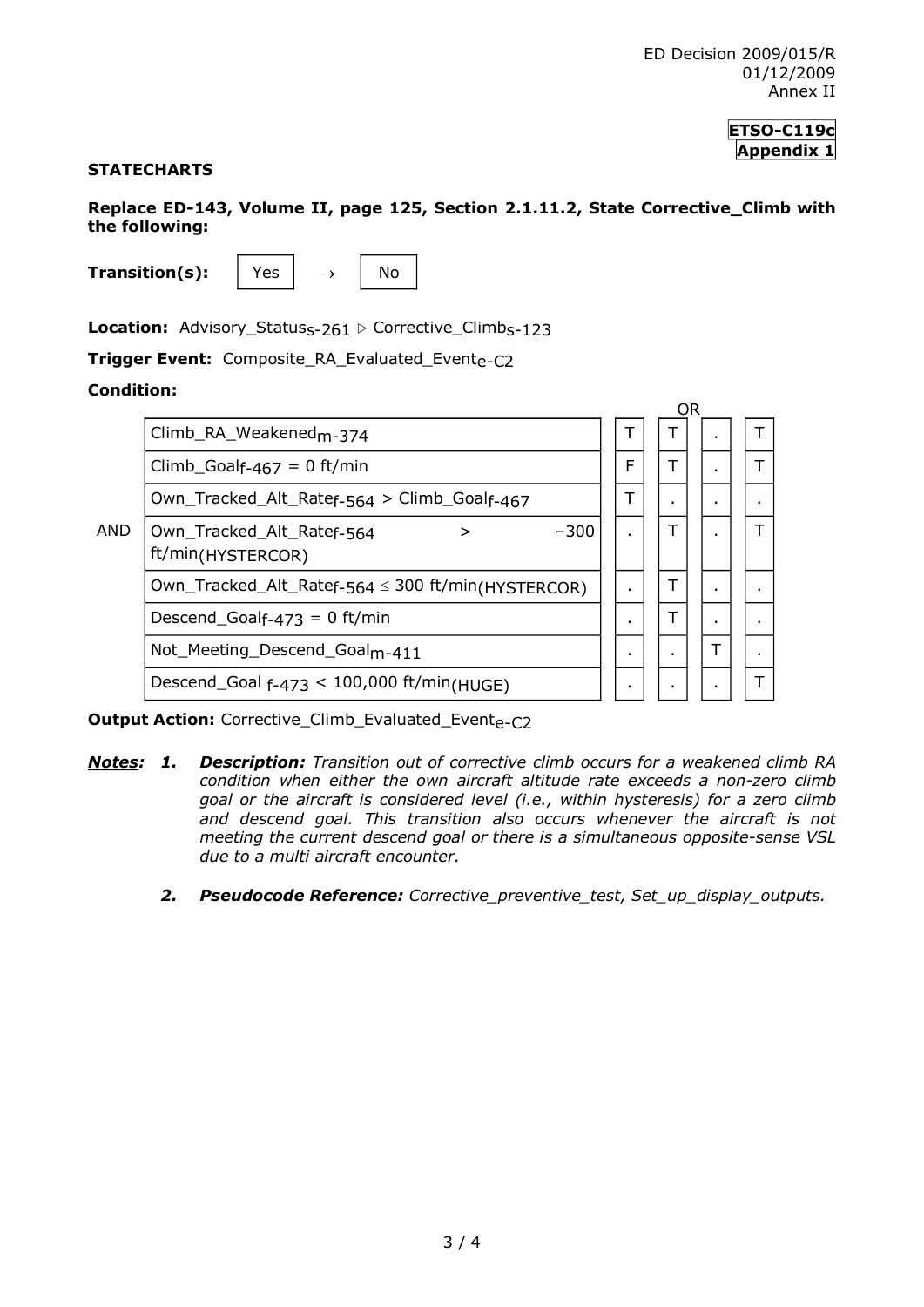ED Decision 2009/015/R
01/12/2009
Annex II

**ETSO-C119c**
**Appendix 1**

**STATECHARTS**

**Replace ED-143, Volume II, page 125, Section 2.1.11.2, State Corrective_Climb with the following:**

**Transition(s):** Yes → No

**Location:** Advisory_Status$_{s-261}$ ▷ Corrective_Climb$_{s-123}$

**Trigger Event:** Composite_RA_Evaluated_Event$_{e-C2}$

**Condition:**

| | | OR | | | |
|---|---|---|---|---|---|
| AND | Climb_RA_Weakened$_{m-374}$ | T | T | . | T |
| | Climb_Goal$_{f-467}$ = 0 ft/min | F | T | . | T |
| | Own_Tracked_Alt_Rate$_{f-564}$ > Climb_Goal$_{f-467}$ | T | . | . | . |
| | Own_Tracked_Alt_Rate$_{f-564}$ > −300 ft/min$_{(HYSTERCOR)}$ | . | T | . | T |
| | Own_Tracked_Alt_Rate$_{f-564}$ ≤ 300 ft/min$_{(HYSTERCOR)}$ | . | T | . | . |
| | Descend_Goal$_{f-473}$ = 0 ft/min | . | T | . | . |
| | Not_Meeting_Descend_Goal$_{m-411}$ | . | . | T | . |
| | Descend_Goal $_{f-473}$ < 100,000 ft/min$_{(HUGE)}$ | . | . | . | T |

**Output Action:** Corrective_Climb_Evaluated_Event$_{e-C2}$

***Notes:*** ***1.*** ***Description:*** *Transition out of corrective climb occurs for a weakened climb RA condition when either the own aircraft altitude rate exceeds a non-zero climb goal or the aircraft is considered level (i.e., within hysteresis) for a zero climb and descend goal. This transition also occurs whenever the aircraft is not meeting the current descend goal or there is a simultaneous opposite-sense VSL due to a multi aircraft encounter.*

***2.*** ***Pseudocode Reference:*** *Corrective_preventive_test, Set_up_display_outputs.*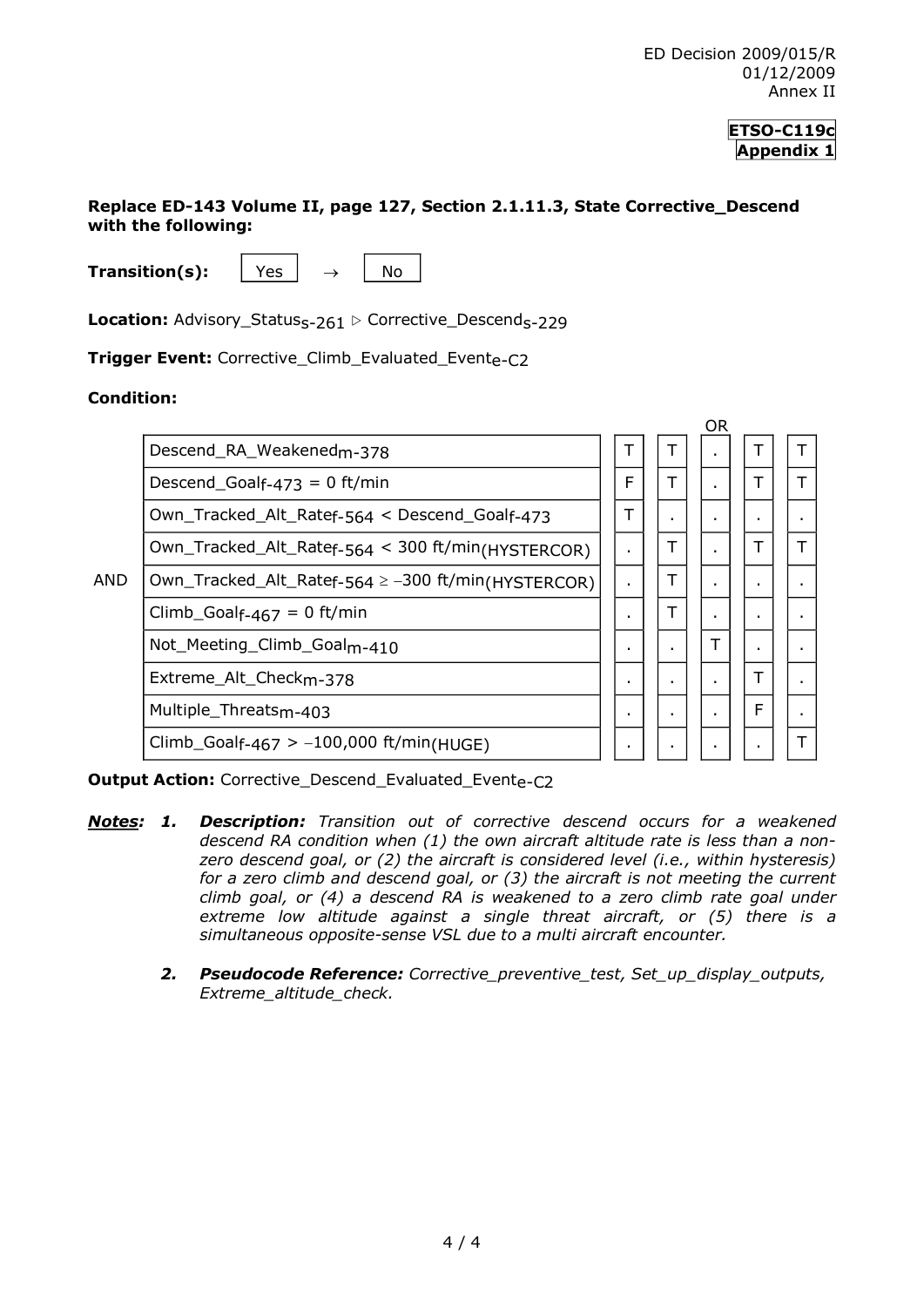ED Decision 2009/015/R
01/12/2009
Annex II

**ETSO-C119c**
**Appendix 1**

**Replace ED-143 Volume II, page 127, Section 2.1.11.3, State Corrective_Descend with the following:**

**Transition(s):** Yes → No

**Location:** Advisory_Status$_{s\text{-}261}$ ▷ Corrective_Descend$_{s\text{-}229}$

**Trigger Event:** Corrective_Climb_Evaluated_Event$_{e\text{-}C2}$

**Condition:**

| | | | | OR | | |
|---|---|---|---|---|---|---|
| AND | Descend_RA_Weakened$_{m\text{-}378}$ | T | T | . | T | T |
| | Descend_Goal$_{f\text{-}473}$ = 0 ft/min | F | T | . | T | T |
| | Own_Tracked_Alt_Rate$_{f\text{-}564}$ < Descend_Goal$_{f\text{-}473}$ | T | . | . | . | . |
| | Own_Tracked_Alt_Rate$_{f\text{-}564}$ < 300 ft/min$_{(HYSTERCOR)}$ | . | T | . | T | T |
| | Own_Tracked_Alt_Rate$_{f\text{-}564}$ ≥ −300 ft/min$_{(HYSTERCOR)}$ | . | T | . | . | . |
| | Climb_Goal$_{f\text{-}467}$ = 0 ft/min | . | T | . | . | . |
| | Not_Meeting_Climb_Goal$_{m\text{-}410}$ | . | . | T | . | . |
| | Extreme_Alt_Check$_{m\text{-}378}$ | . | . | . | T | . |
| | Multiple_Threats$_{m\text{-}403}$ | . | . | . | F | . |
| | Climb_Goal$_{f\text{-}467}$ > −100,000 ft/min$_{(HUGE)}$ | . | . | . | . | T |

**Output Action:** Corrective_Descend_Evaluated_Event$_{e\text{-}C2}$

***Notes:*** ***1.*** ***Description:*** *Transition out of corrective descend occurs for a weakened descend RA condition when (1) the own aircraft altitude rate is less than a non-zero descend goal, or (2) the aircraft is considered level (i.e., within hysteresis) for a zero climb and descend goal, or (3) the aircraft is not meeting the current climb goal, or (4) a descend RA is weakened to a zero climb rate goal under extreme low altitude against a single threat aircraft, or (5) there is a simultaneous opposite-sense VSL due to a multi aircraft encounter.*

***2.*** ***Pseudocode Reference:*** *Corrective_preventive_test, Set_up_display_outputs, Extreme_altitude_check.*